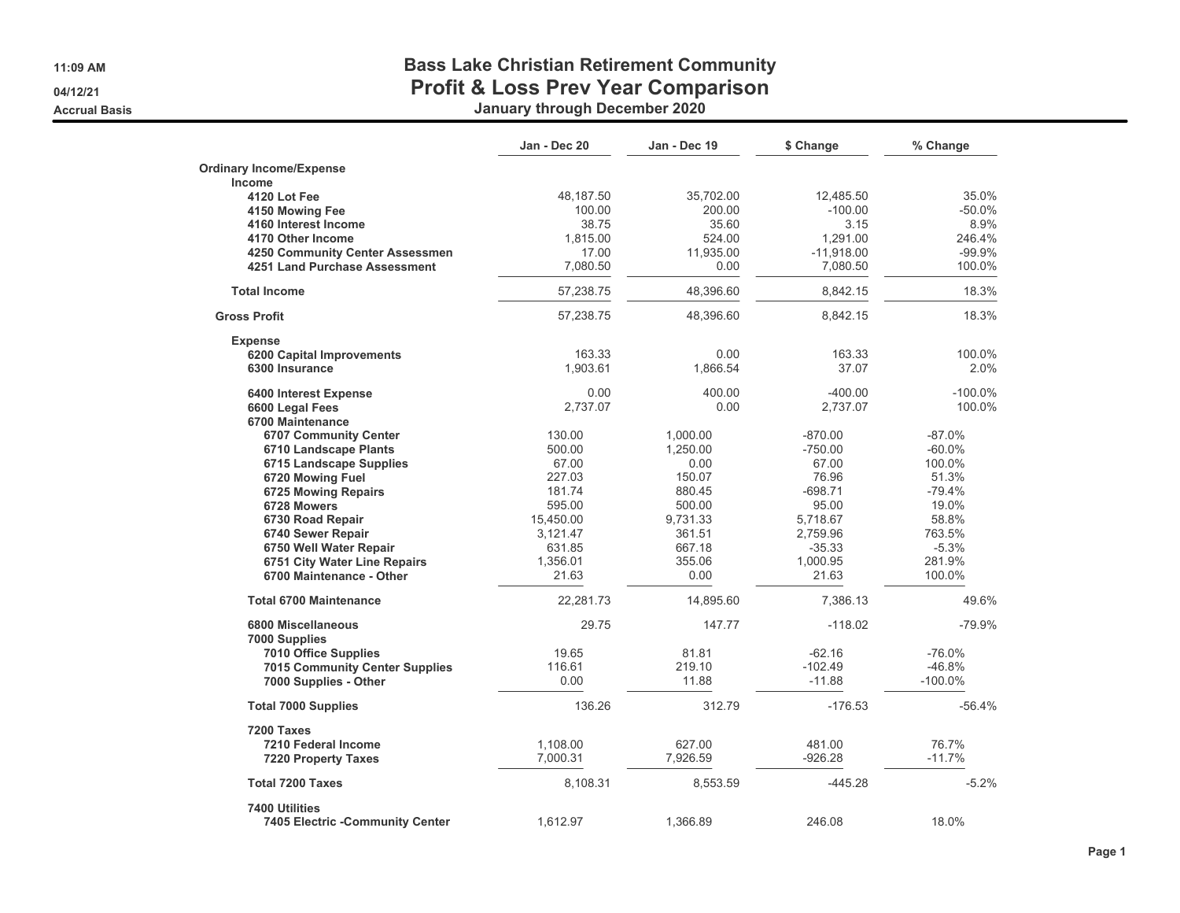# Bass Lake Christian Retirement Community

## Profit & Loss Prev Year Comparison

### January through December 2020

11:09 AM
04/12/21
Accrual Basis

| | Jan - Dec 20 | Jan - Dec 19 | $ Change | % Change |
|---|---|---|---|---|
| **Ordinary Income/Expense** | | | | |
| **Income** | | | | |
| **4120 Lot Fee** | 48,187.50 | 35,702.00 | 12,485.50 | 35.0% |
| **4150 Mowing Fee** | 100.00 | 200.00 | -100.00 | -50.0% |
| **4160 Interest Income** | 38.75 | 35.60 | 3.15 | 8.9% |
| **4170 Other Income** | 1,815.00 | 524.00 | 1,291.00 | 246.4% |
| **4250 Community Center Assessmen** | 17.00 | 11,935.00 | -11,918.00 | -99.9% |
| **4251 Land Purchase Assessment** | 7,080.50 | 0.00 | 7,080.50 | 100.0% |
| **Total Income** | 57,238.75 | 48,396.60 | 8,842.15 | 18.3% |
| **Gross Profit** | 57,238.75 | 48,396.60 | 8,842.15 | 18.3% |
| **Expense** | | | | |
| **6200 Capital Improvements** | 163.33 | 0.00 | 163.33 | 100.0% |
| **6300 Insurance** | 1,903.61 | 1,866.54 | 37.07 | 2.0% |
| **6400 Interest Expense** | 0.00 | 400.00 | -400.00 | -100.0% |
| **6600 Legal Fees** | 2,737.07 | 0.00 | 2,737.07 | 100.0% |
| **6700 Maintenance** | | | | |
| **6707 Community Center** | 130.00 | 1,000.00 | -870.00 | -87.0% |
| **6710 Landscape Plants** | 500.00 | 1,250.00 | -750.00 | -60.0% |
| **6715 Landscape Supplies** | 67.00 | 0.00 | 67.00 | 100.0% |
| **6720 Mowing Fuel** | 227.03 | 150.07 | 76.96 | 51.3% |
| **6725 Mowing Repairs** | 181.74 | 880.45 | -698.71 | -79.4% |
| **6728 Mowers** | 595.00 | 500.00 | 95.00 | 19.0% |
| **6730 Road Repair** | 15,450.00 | 9,731.33 | 5,718.67 | 58.8% |
| **6740 Sewer Repair** | 3,121.47 | 361.51 | 2,759.96 | 763.5% |
| **6750 Well Water Repair** | 631.85 | 667.18 | -35.33 | -5.3% |
| **6751 City Water Line Repairs** | 1,356.01 | 355.06 | 1,000.95 | 281.9% |
| **6700 Maintenance - Other** | 21.63 | 0.00 | 21.63 | 100.0% |
| **Total 6700 Maintenance** | 22,281.73 | 14,895.60 | 7,386.13 | 49.6% |
| **6800 Miscellaneous** | 29.75 | 147.77 | -118.02 | -79.9% |
| **7000 Supplies** | | | | |
| **7010 Office Supplies** | 19.65 | 81.81 | -62.16 | -76.0% |
| **7015 Community Center Supplies** | 116.61 | 219.10 | -102.49 | -46.8% |
| **7000 Supplies - Other** | 0.00 | 11.88 | -11.88 | -100.0% |
| **Total 7000 Supplies** | 136.26 | 312.79 | -176.53 | -56.4% |
| **7200 Taxes** | | | | |
| **7210 Federal Income** | 1,108.00 | 627.00 | 481.00 | 76.7% |
| **7220 Property Taxes** | 7,000.31 | 7,926.59 | -926.28 | -11.7% |
| **Total 7200 Taxes** | 8,108.31 | 8,553.59 | -445.28 | -5.2% |
| **7400 Utilities** | | | | |
| **7405 Electric -Community Center** | 1,612.97 | 1,366.89 | 246.08 | 18.0% |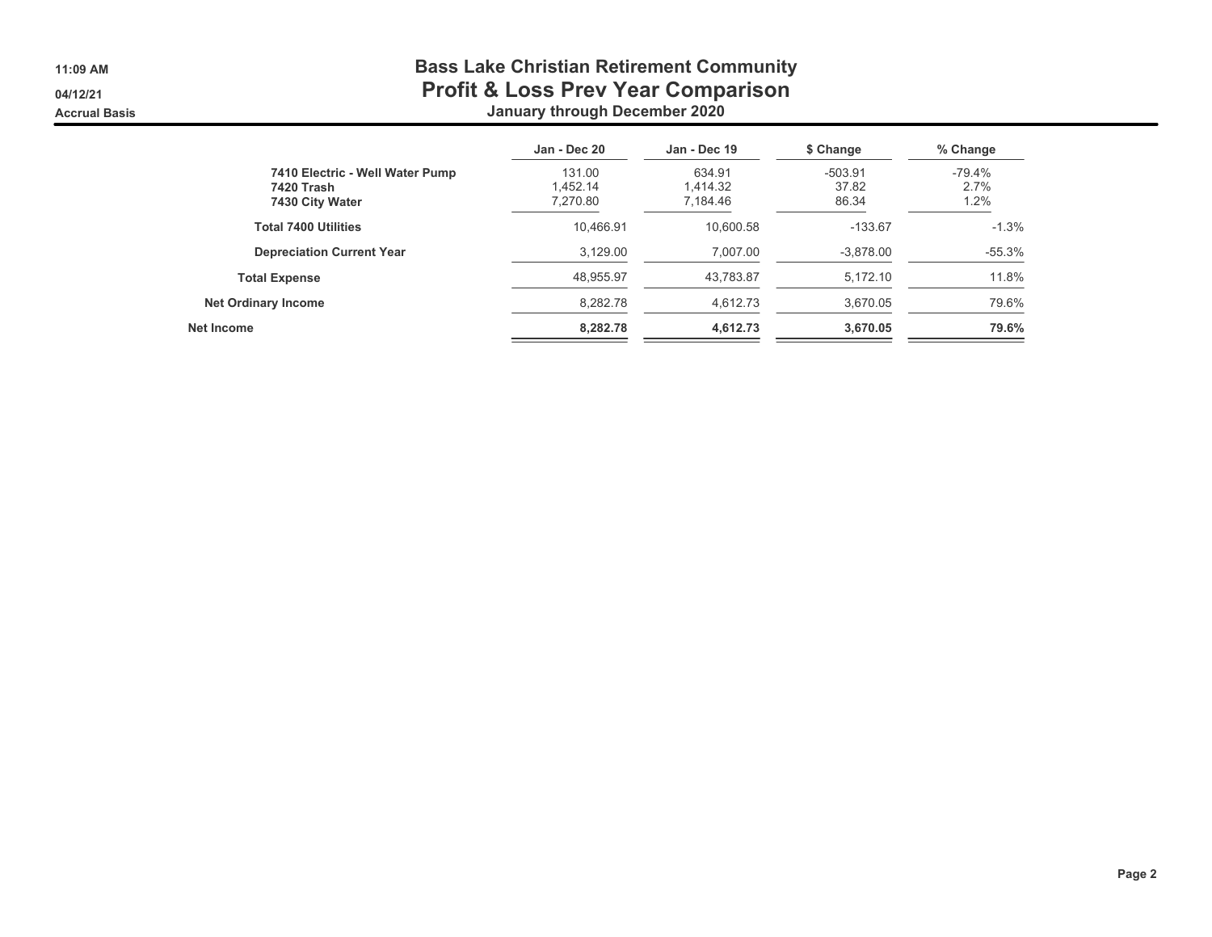# Bass Lake Christian Retirement Community
## Profit & Loss Prev Year Comparison
### January through December 2020

11:09 AM
04/12/21
Accrual Basis

| | Jan - Dec 20 | Jan - Dec 19 | $ Change | % Change |
|---|---|---|---|---|
| 7410 Electric - Well Water Pump | 131.00 | 634.91 | -503.91 | -79.4% |
| 7420 Trash | 1,452.14 | 1,414.32 | 37.82 | 2.7% |
| 7430 City Water | 7,270.80 | 7,184.46 | 86.34 | 1.2% |
| **Total 7400 Utilities** | 10,466.91 | 10,600.58 | -133.67 | -1.3% |
| **Depreciation Current Year** | 3,129.00 | 7,007.00 | -3,878.00 | -55.3% |
| **Total Expense** | 48,955.97 | 43,783.87 | 5,172.10 | 11.8% |
| **Net Ordinary Income** | 8,282.78 | 4,612.73 | 3,670.05 | 79.6% |
| **Net Income** | **8,282.78** | **4,612.73** | **3,670.05** | **79.6%** |